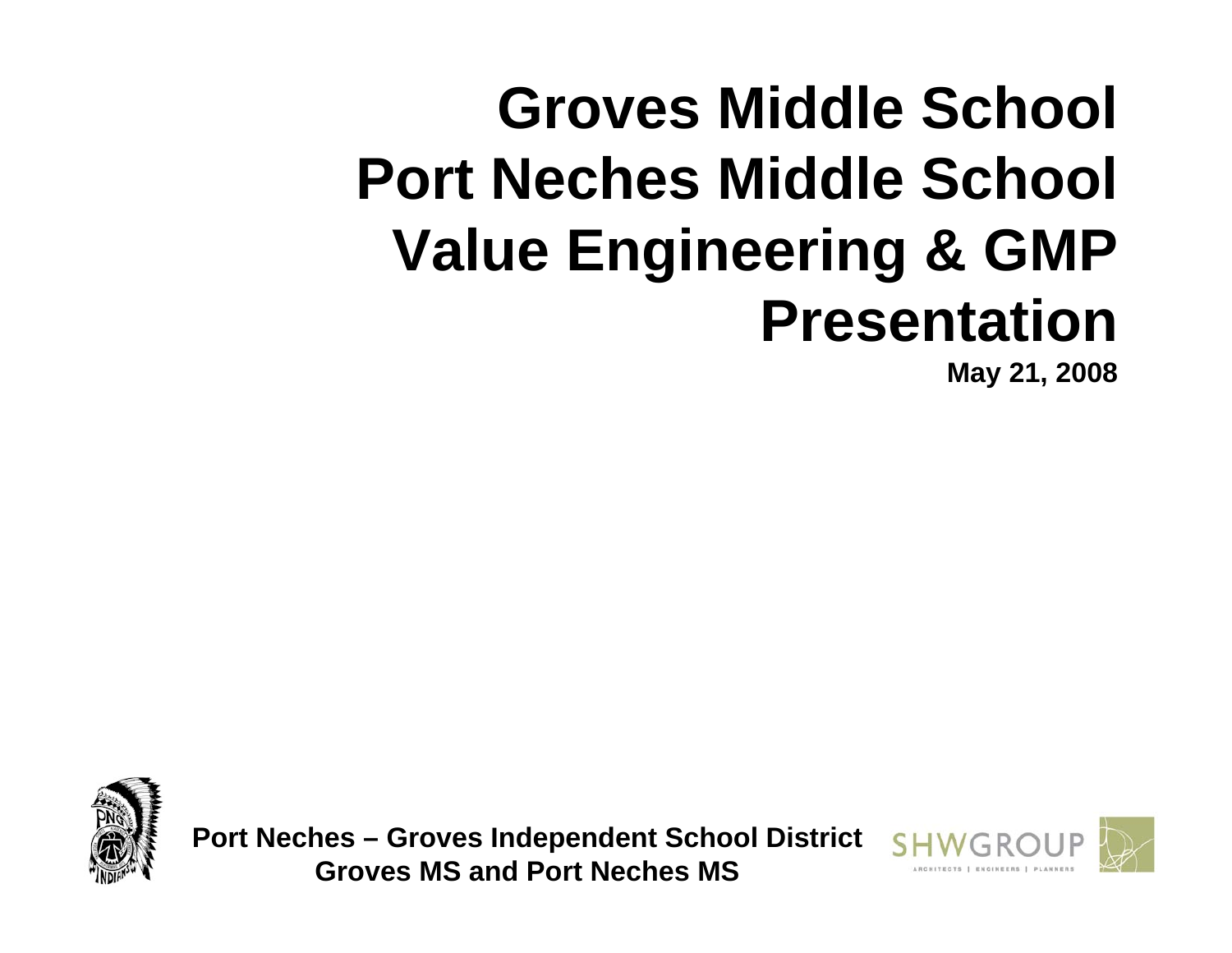# Groves Middle School Port Neches Middle School Value Engineering & GMP Presentation

**May 21, 2008**

**Port Neches – Groves Independent School District**
**Groves MS and Port Neches MS**

SHWGROUP
ARCHITECTS | ENGINEERS | PLANNERS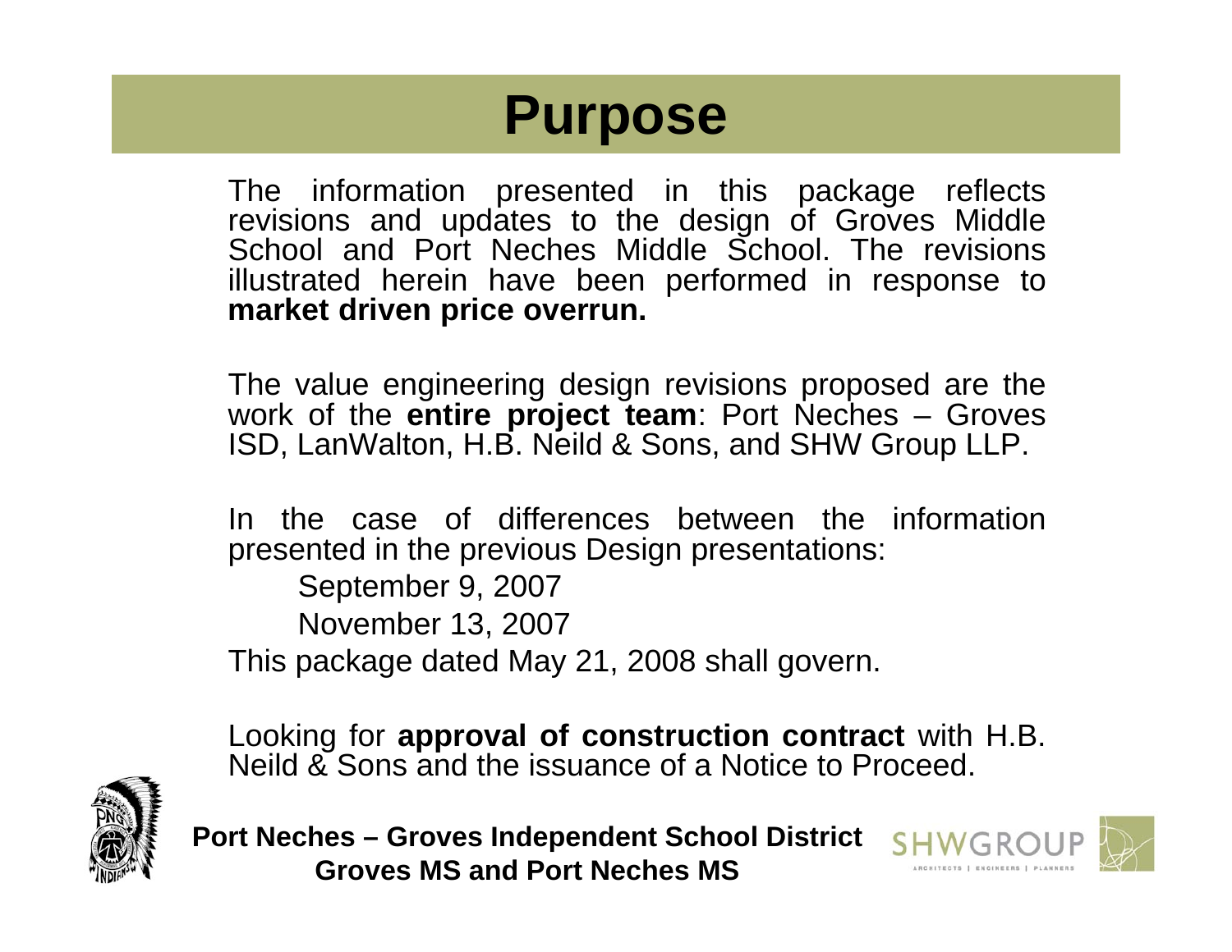# Purpose

The information presented in this package reflects revisions and updates to the design of Groves Middle School and Port Neches Middle School. The revisions illustrated herein have been performed in response to **market driven price overrun.**

The value engineering design revisions proposed are the work of the **entire project team**: Port Neches – Groves ISD, LanWalton, H.B. Neild & Sons, and SHW Group LLP.

In the case of differences between the information presented in the previous Design presentations:

September 9, 2007

November 13, 2007

This package dated May 21, 2008 shall govern.

Looking for **approval of construction contract** with H.B. Neild & Sons and the issuance of a Notice to Proceed.

**Port Neches – Groves Independent School District**
**Groves MS and Port Neches MS**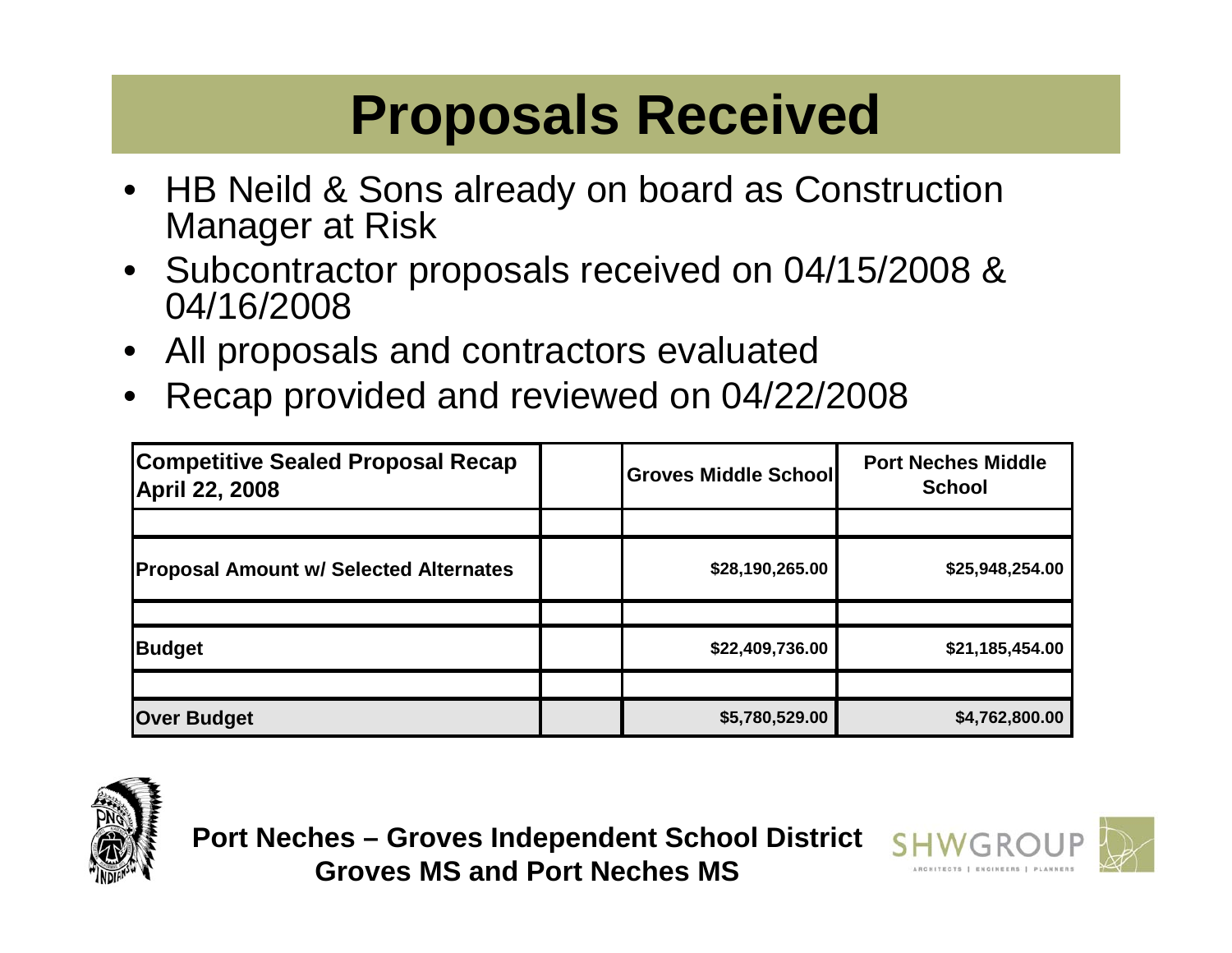# Proposals Received

- HB Neild & Sons already on board as Construction Manager at Risk
- Subcontractor proposals received on 04/15/2008 & 04/16/2008
- All proposals and contractors evaluated
- Recap provided and reviewed on 04/22/2008

| Competitive Sealed Proposal Recap April 22, 2008 | | Groves Middle School | Port Neches Middle School |
|---|---|---|---|
| | | | |
| Proposal Amount w/ Selected Alternates | | $28,190,265.00 | $25,948,254.00 |
| | | | |
| Budget | | $22,409,736.00 | $21,185,454.00 |
| | | | |
| Over Budget | | $5,780,529.00 | $4,762,800.00 |

**Port Neches – Groves Independent School District**
**Groves MS and Port Neches MS**

SHWGROUP
ARCHITECTS | ENGINEERS | PLANNERS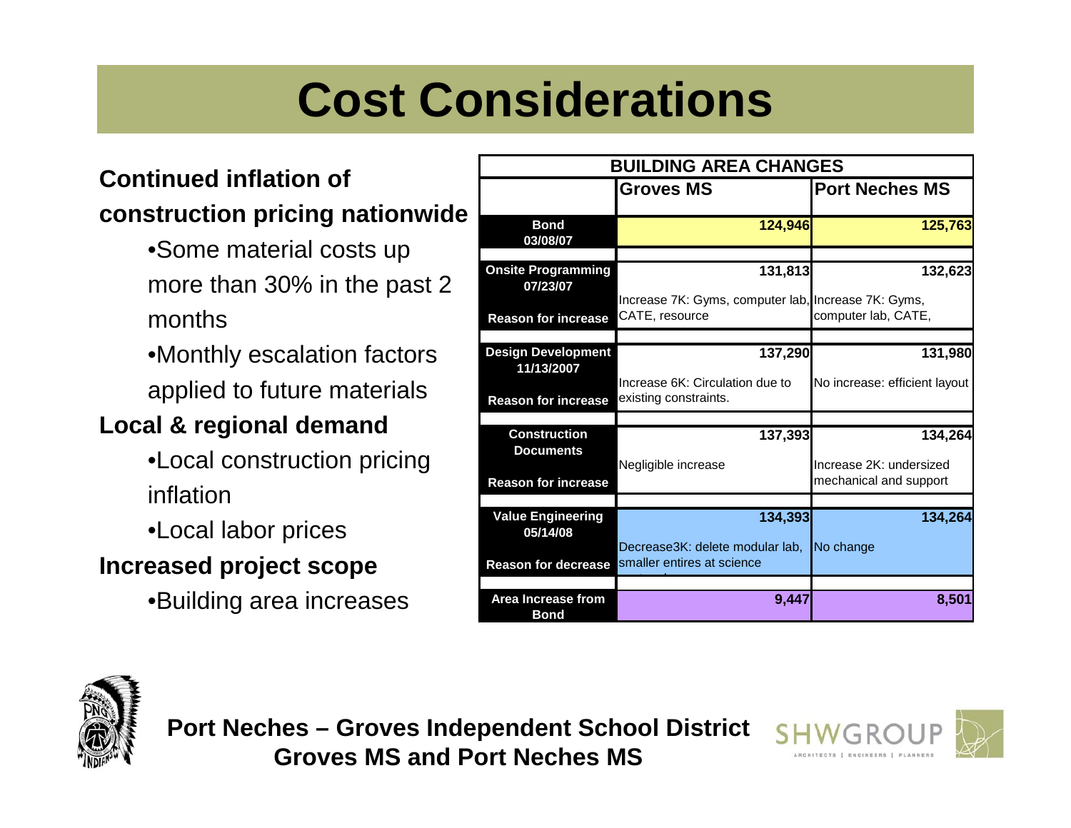# Cost Considerations

**Continued inflation of construction pricing nationwide**

- Some material costs up more than 30% in the past 2 months
- Monthly escalation factors applied to future materials

**Local & regional demand**

- Local construction pricing inflation
- Local labor prices

**Increased project scope**

- Building area increases

| BUILDING AREA CHANGES | | |
|---|---|---|
| | **Groves MS** | **Port Neches MS** |
| **Bond 03/08/07** | **124,946** | **125,763** |
| **Onsite Programming 07/23/07** | **131,813** | **132,623** |
| **Reason for increase** | Increase 7K: Gyms, computer lab, CATE, resource | Increase 7K: Gyms, computer lab, CATE, |
| **Design Development 11/13/2007** | **137,290** | **131,980** |
| **Reason for increase** | Increase 6K: Circulation due to existing constraints. | No increase: efficient layout |
| **Construction Documents** | **137,393** | **134,264** |
| **Reason for increase** | Negligible increase | Increase 2K: undersized mechanical and support |
| **Value Engineering 05/14/08** | **134,393** | **134,264** |
| **Reason for decrease** | Decrease3K: delete modular lab, smaller entires at science | No change |
| **Area Increase from Bond** | **9,447** | **8,501** |

**Port Neches – Groves Independent School District**
**Groves MS and Port Neches MS**

SHWGROUP ARCHITECTS | ENGINEERS | PLANNERS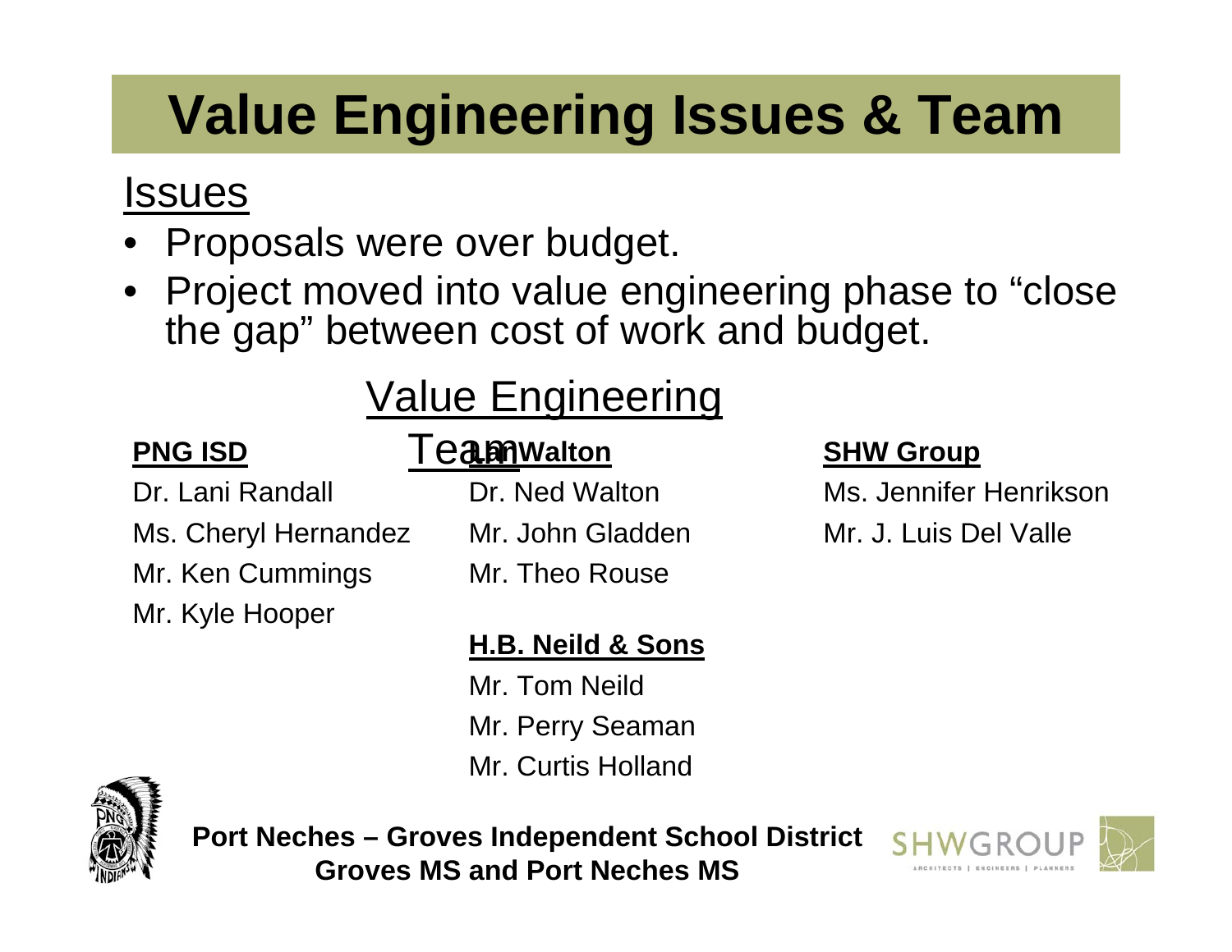# Value Engineering Issues & Team

## Issues

- Proposals were over budget.
- Project moved into value engineering phase to "close the gap" between cost of work and budget.

## Value Engineering Team

**PNG ISD**

Dr. Lani Randall
Ms. Cheryl Hernandez
Mr. Ken Cummings
Mr. Kyle Hooper

**LanWalton**

Dr. Ned Walton
Mr. John Gladden
Mr. Theo Rouse

**H.B. Neild & Sons**

Mr. Tom Neild
Mr. Perry Seaman
Mr. Curtis Holland

**SHW Group**

Ms. Jennifer Henrikson
Mr. J. Luis Del Valle

**Port Neches – Groves Independent School District**
**Groves MS and Port Neches MS**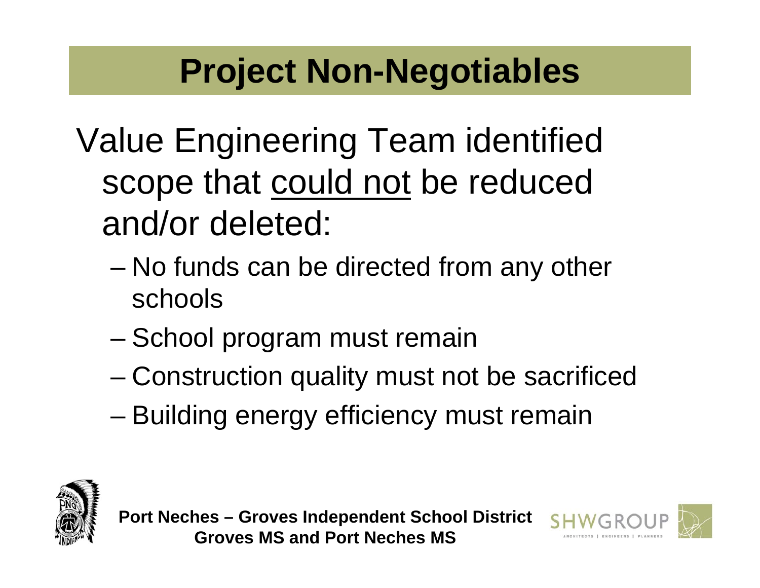# Project Non-Negotiables

Value Engineering Team identified scope that could not be reduced and/or deleted:

- No funds can be directed from any other schools
- School program must remain
- Construction quality must not be sacrificed
- Building energy efficiency must remain

**Port Neches – Groves Independent School District**
**Groves MS and Port Neches MS**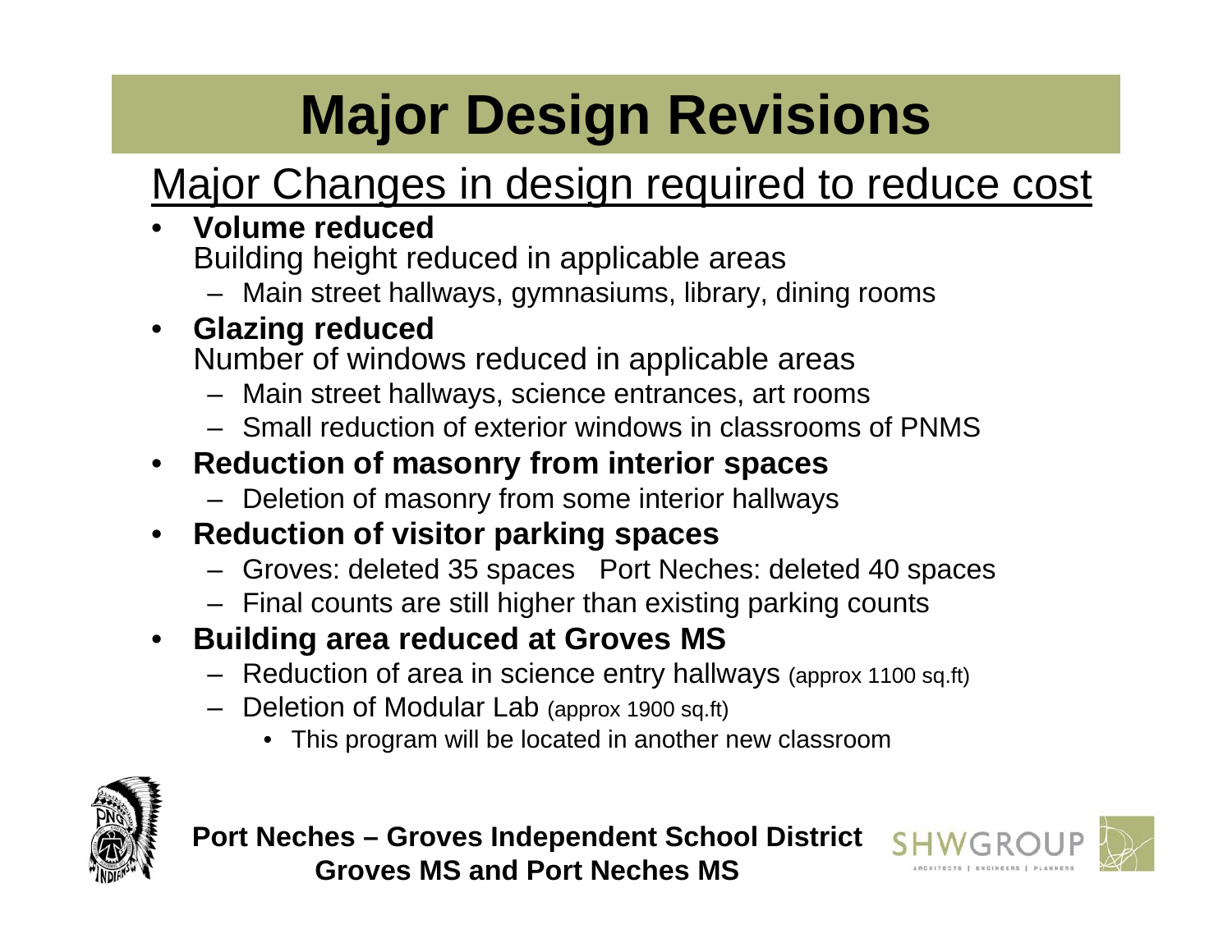# Major Design Revisions

## Major Changes in design required to reduce cost

- **Volume reduced**
  Building height reduced in applicable areas
  - Main street hallways, gymnasiums, library, dining rooms
- **Glazing reduced**
  Number of windows reduced in applicable areas
  - Main street hallways, science entrances, art rooms
  - Small reduction of exterior windows in classrooms of PNMS
- **Reduction of masonry from interior spaces**
  - Deletion of masonry from some interior hallways
- **Reduction of visitor parking spaces**
  - Groves: deleted 35 spaces  Port Neches: deleted 40 spaces
  - Final counts are still higher than existing parking counts
- **Building area reduced at Groves MS**
  - Reduction of area in science entry hallways (approx 1100 sq.ft)
  - Deletion of Modular Lab (approx 1900 sq.ft)
    - This program will be located in another new classroom

**Port Neches – Groves Independent School District**
**Groves MS and Port Neches MS**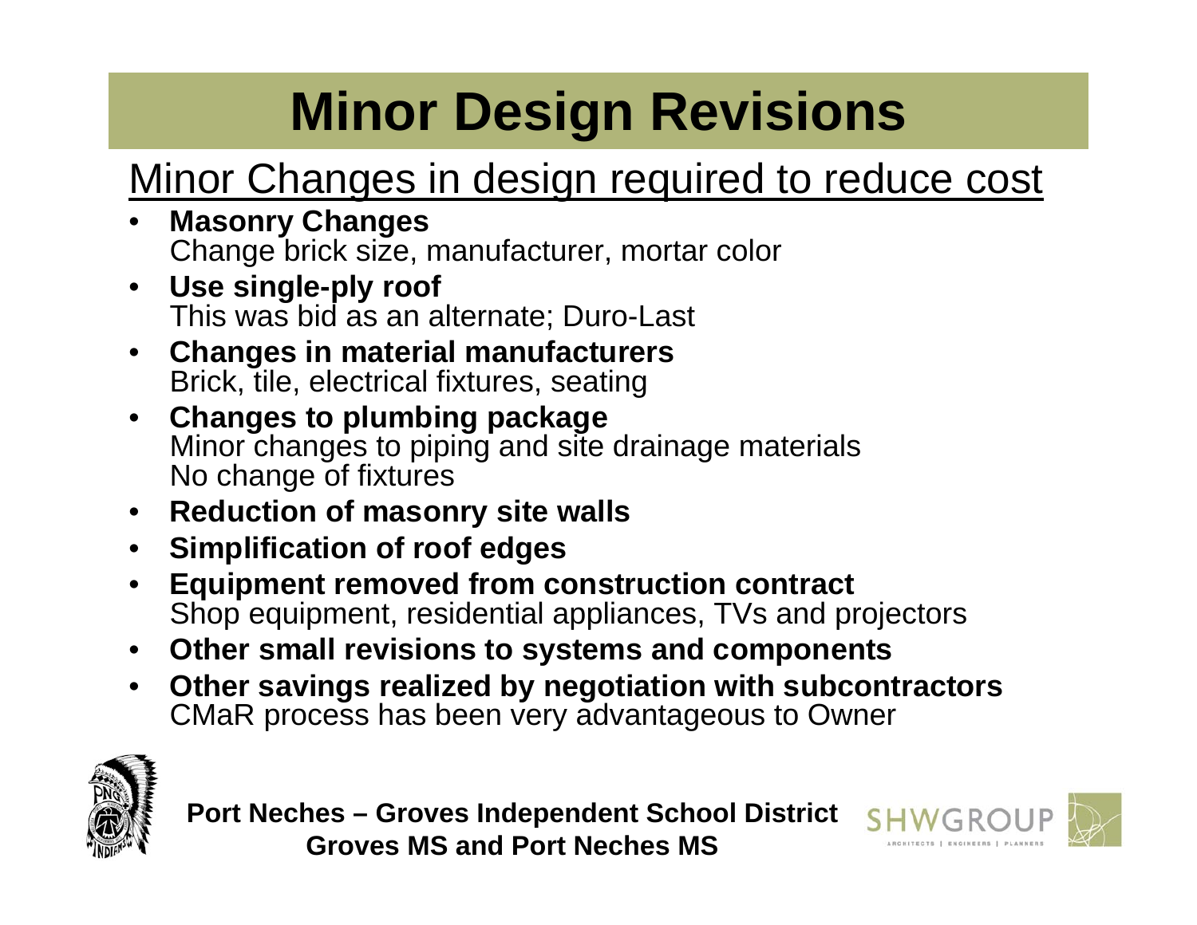# Minor Design Revisions

## Minor Changes in design required to reduce cost

- **Masonry Changes**
  Change brick size, manufacturer, mortar color
- **Use single-ply roof**
  This was bid as an alternate; Duro-Last
- **Changes in material manufacturers**
  Brick, tile, electrical fixtures, seating
- **Changes to plumbing package**
  Minor changes to piping and site drainage materials
  No change of fixtures
- **Reduction of masonry site walls**
- **Simplification of roof edges**
- **Equipment removed from construction contract**
  Shop equipment, residential appliances, TVs and projectors
- **Other small revisions to systems and components**
- **Other savings realized by negotiation with subcontractors**
  CMaR process has been very advantageous to Owner

**Port Neches – Groves Independent School District**
**Groves MS and Port Neches MS**

SHWGROUP
ARCHITECTS | ENGINEERS | PLANNERS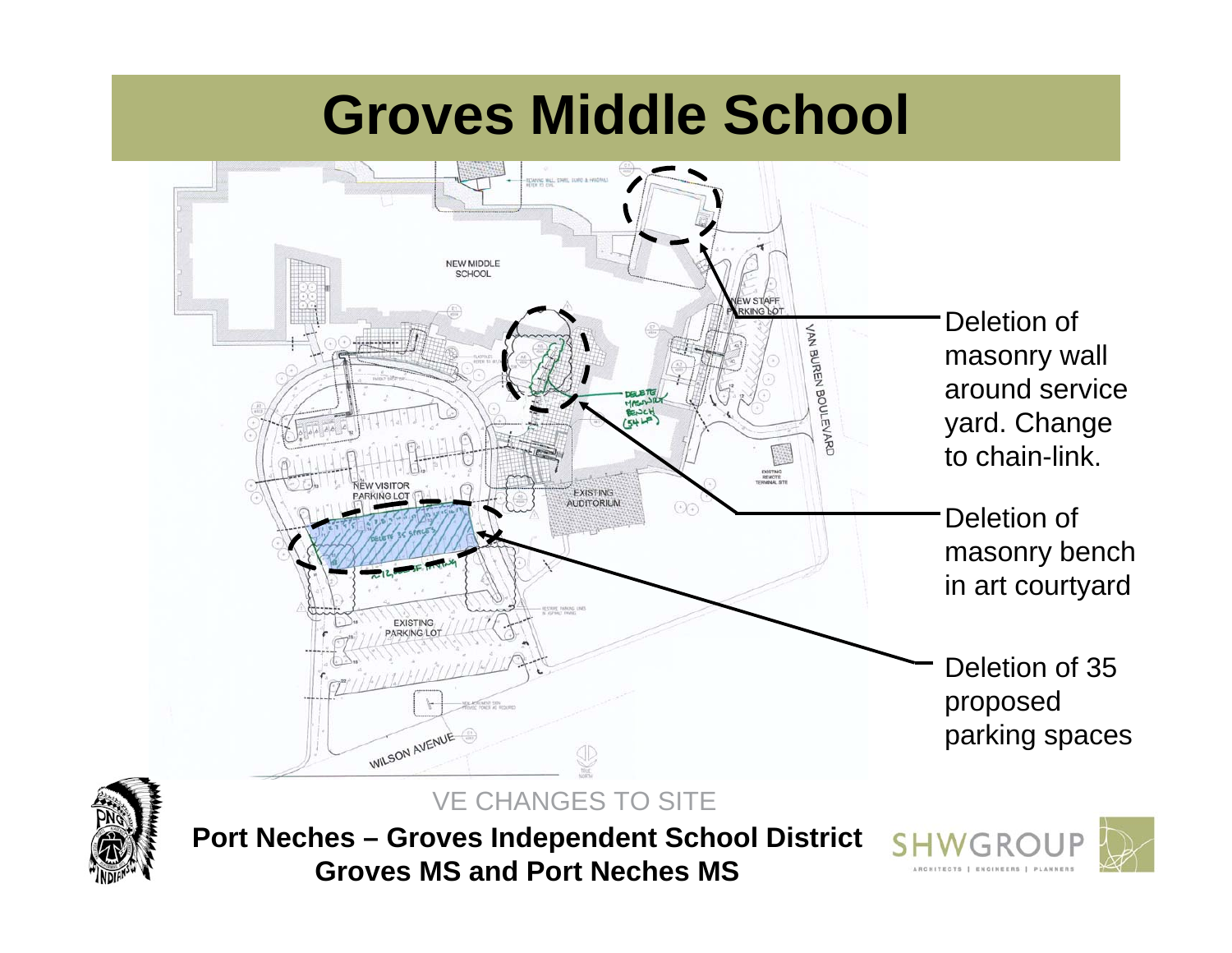# Groves Middle School

Deletion of masonry wall around service yard. Change to chain-link.

Deletion of masonry bench in art courtyard

Deletion of 35 proposed parking spaces

VE CHANGES TO SITE

**Port Neches – Groves Independent School District**
**Groves MS and Port Neches MS**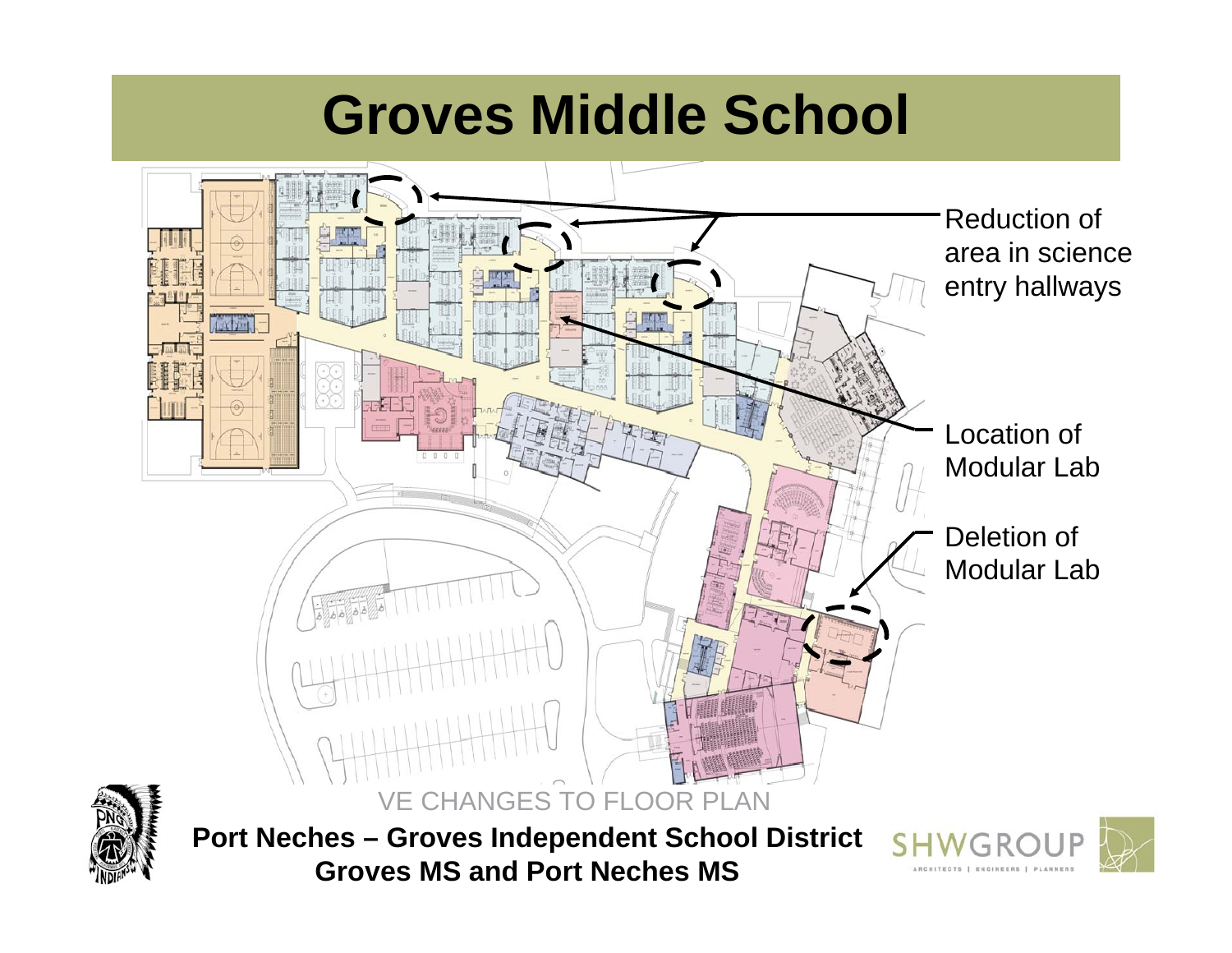# Groves Middle School

Reduction of area in science entry hallways

Location of Modular Lab

Deletion of Modular Lab

VE CHANGES TO FLOOR PLAN

**Port Neches – Groves Independent School District**
**Groves MS and Port Neches MS**

SHWGROUP
ARCHITECTS | ENGINEERS | PLANNERS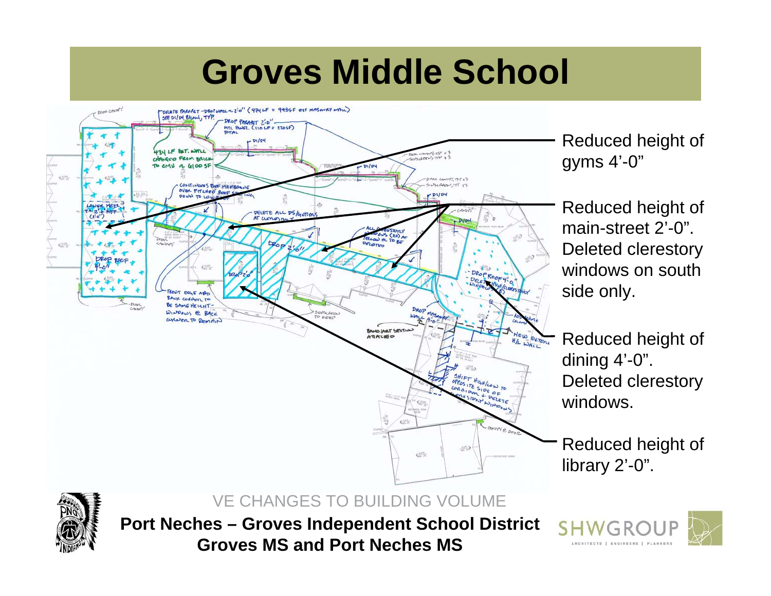# Groves Middle School

Reduced height of gyms 4'-0"

Reduced height of main-street 2'-0". Deleted clerestory windows on south side only.

Reduced height of dining 4'-0". Deleted clerestory windows.

Reduced height of library 2'-0".

VE CHANGES TO BUILDING VOLUME

**Port Neches – Groves Independent School District**
**Groves MS and Port Neches MS**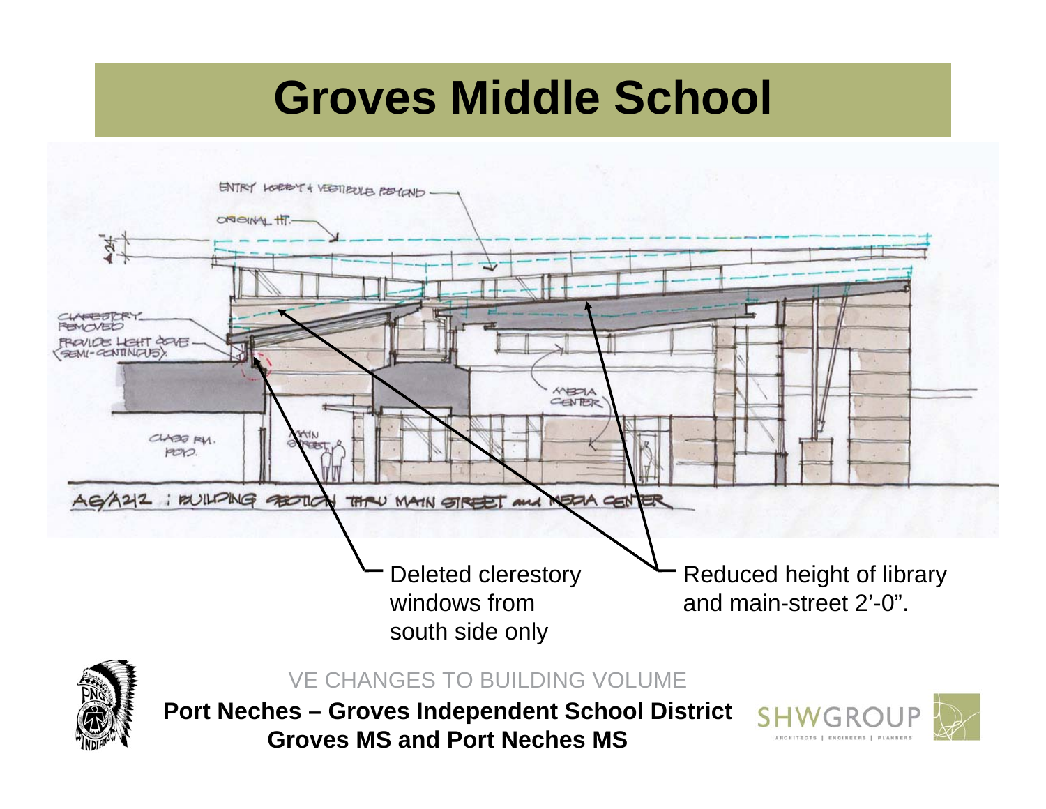# Groves Middle School

ENTRY LOBBY & VESTIBULE BEYOND

ORIGINAL HT.

2'-0"

CLERESTORY REMOVED

PROVIDE LIGHT COVE (SEMI-CONTINUOUS)

MEDIA CENTER

CLASS RM. POD.

MAIN STREET

A6/A212 : BUILDING SECTION THRU MAIN STREET and MEDIA CENTER

Deleted clerestory windows from south side only

Reduced height of library and main-street 2'-0".

VE CHANGES TO BUILDING VOLUME

**Port Neches – Groves Independent School District**
**Groves MS and Port Neches MS**

SHWGROUP
ARCHITECTS | ENGINEERS | PLANNERS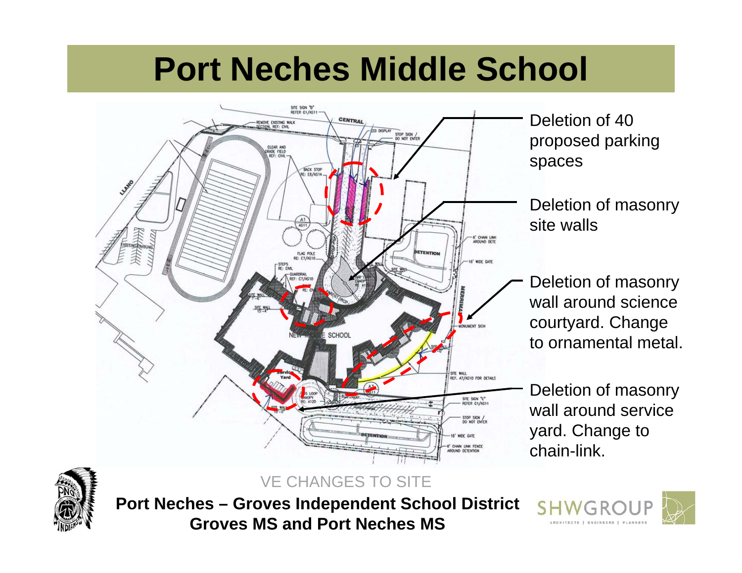# Port Neches Middle School

- Deletion of 40 proposed parking spaces
- Deletion of masonry site walls
- Deletion of masonry wall around science courtyard. Change to ornamental metal.
- Deletion of masonry wall around service yard. Change to chain-link.

VE CHANGES TO SITE

**Port Neches – Groves Independent School District**
**Groves MS and Port Neches MS**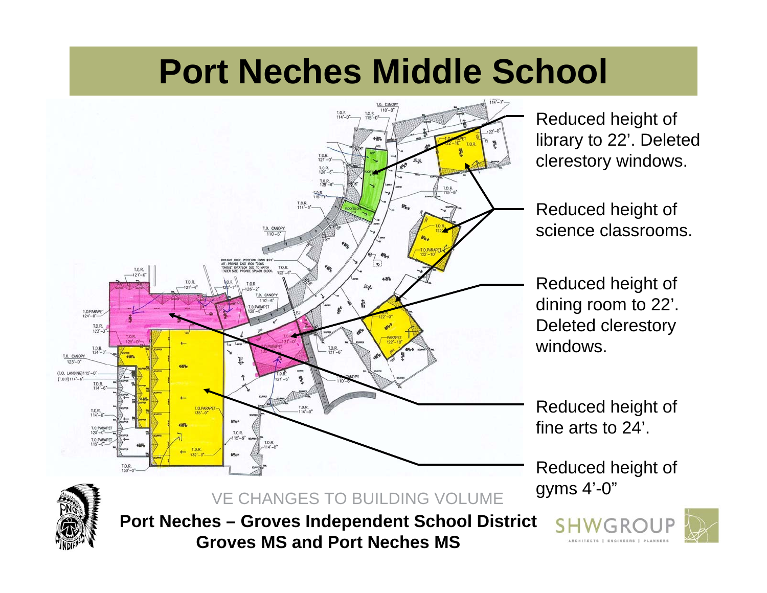# Port Neches Middle School

Reduced height of library to 22'. Deleted clerestory windows.

Reduced height of science classrooms.

Reduced height of dining room to 22'. Deleted clerestory windows.

Reduced height of fine arts to 24'.

Reduced height of gyms 4'-0"

VE CHANGES TO BUILDING VOLUME

**Port Neches – Groves Independent School District**
**Groves MS and Port Neches MS**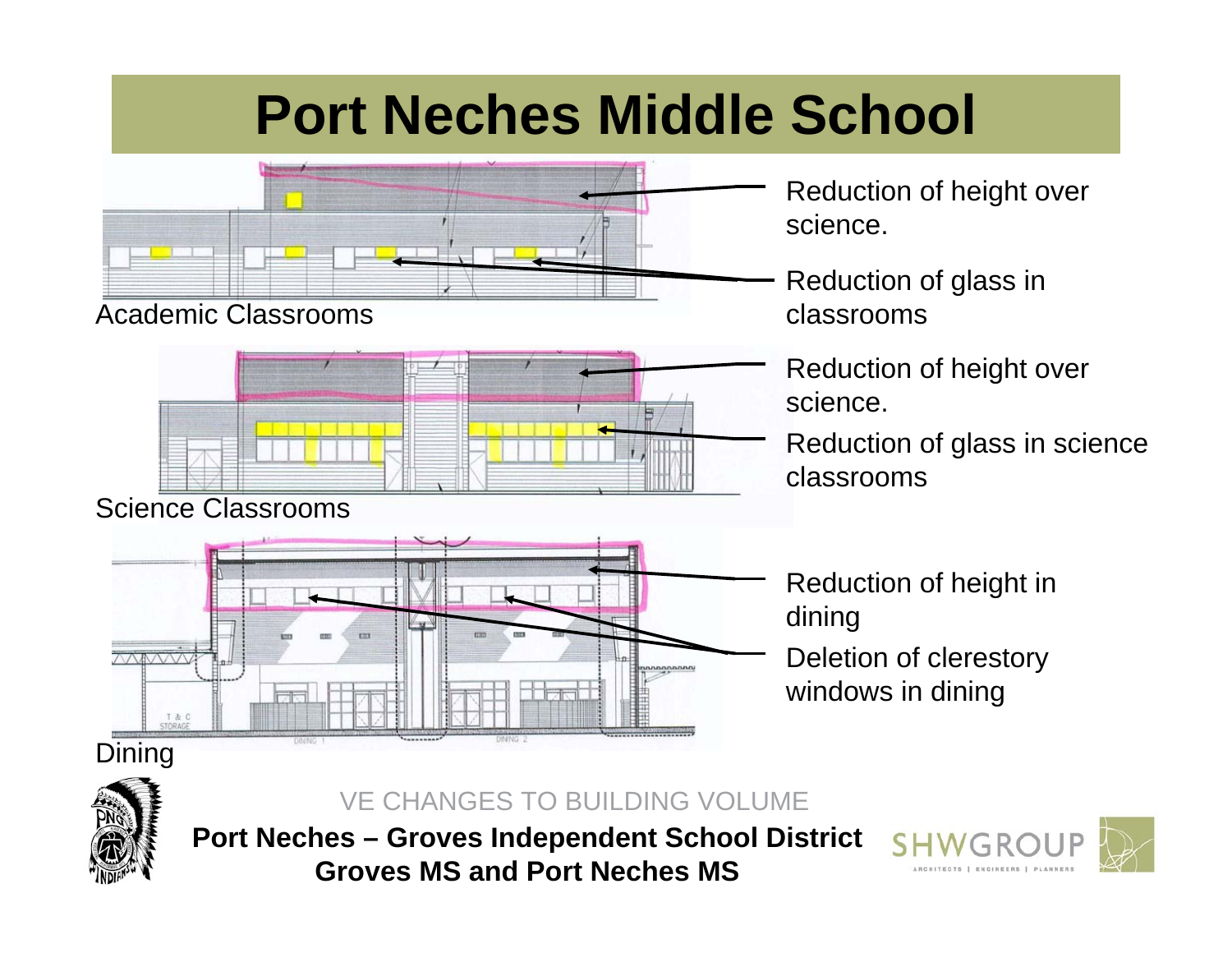# Port Neches Middle School

Academic Classrooms

- Reduction of height over science.
- Reduction of glass in classrooms

Science Classrooms

- Reduction of height over science.
- Reduction of glass in science classrooms

Dining

- Reduction of height in dining
- Deletion of clerestory windows in dining

VE CHANGES TO BUILDING VOLUME

**Port Neches – Groves Independent School District**
**Groves MS and Port Neches MS**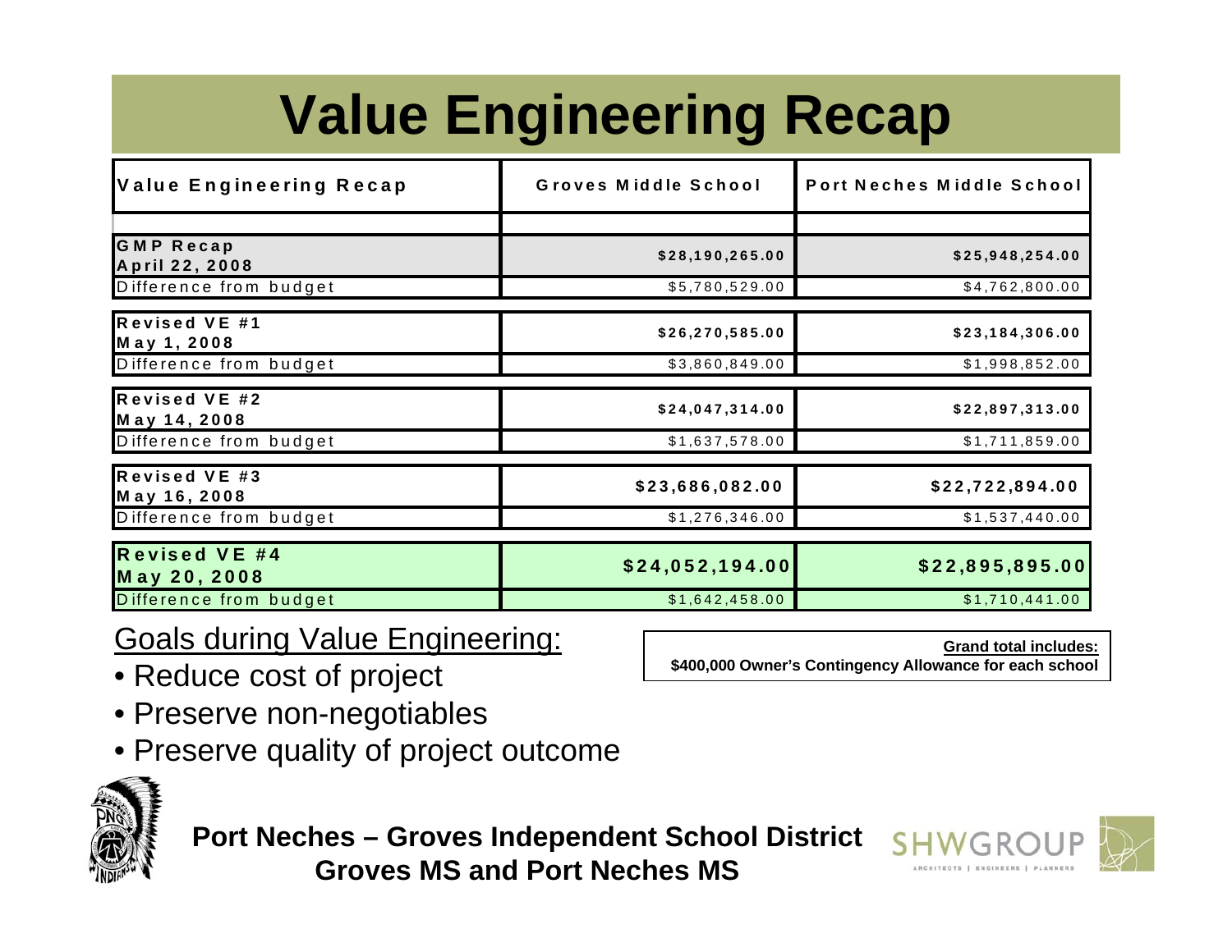# Value Engineering Recap

| Value Engineering Recap | Groves Middle School | Port Neches Middle School |
|---|---|---|
| | | |
| **GMP Recap April 22, 2008** | **$28,190,265.00** | **$25,948,254.00** |
| Difference from budget | $5,780,529.00 | $4,762,800.00 |
| **Revised VE #1 May 1, 2008** | **$26,270,585.00** | **$23,184,306.00** |
| Difference from budget | $3,860,849.00 | $1,998,852.00 |
| **Revised VE #2 May 14, 2008** | **$24,047,314.00** | **$22,897,313.00** |
| Difference from budget | $1,637,578.00 | $1,711,859.00 |
| **Revised VE #3 May 16, 2008** | **$23,686,082.00** | **$22,722,894.00** |
| Difference from budget | $1,276,346.00 | $1,537,440.00 |
| **Revised VE #4 May 20, 2008** | **$24,052,194.00** | **$22,895,895.00** |
| Difference from budget | $1,642,458.00 | $1,710,441.00 |

**Grand total includes:**
**$400,000 Owner's Contingency Allowance for each school**

Goals during Value Engineering:

- Reduce cost of project
- Preserve non-negotiables
- Preserve quality of project outcome

**Port Neches – Groves Independent School District**
**Groves MS and Port Neches MS**

SHWGROUP ARCHITECTS | ENGINEERS | PLANNERS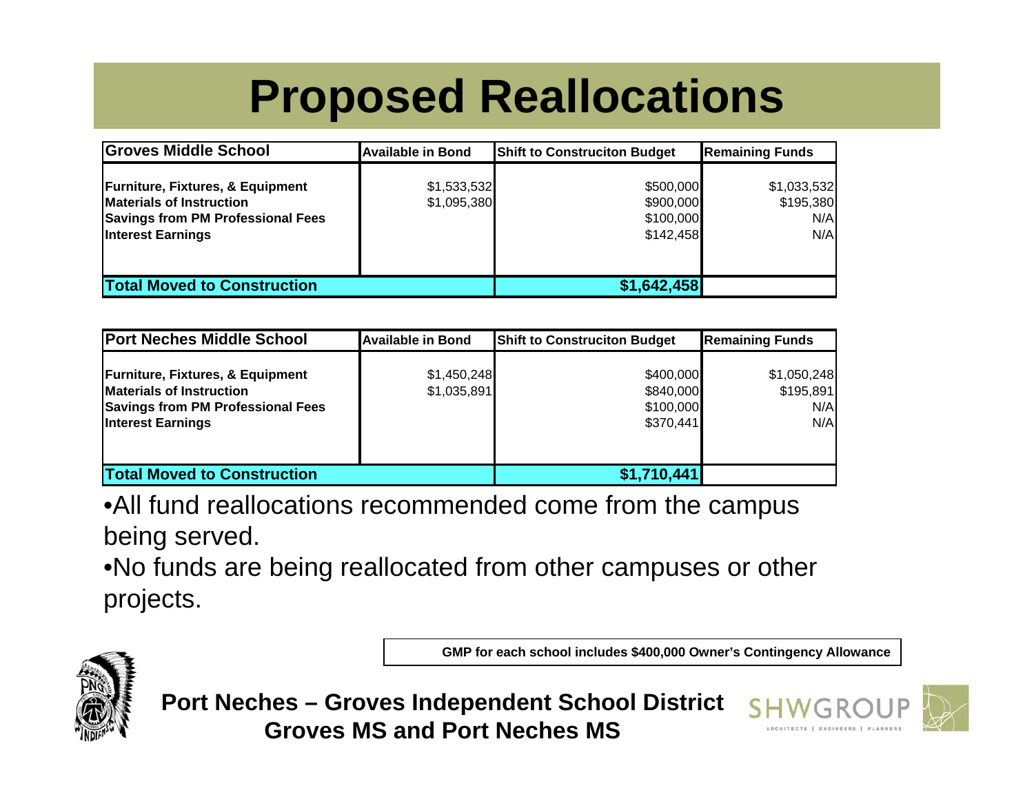# Proposed Reallocations

| Groves Middle School | Available in Bond | Shift to Construciton Budget | Remaining Funds |
|---|---|---|---|
| Furniture, Fixtures, & Equipment | $1,533,532 | $500,000 | $1,033,532 |
| Materials of Instruction | $1,095,380 | $900,000 | $195,380 |
| Savings from PM Professional Fees | | $100,000 | N/A |
| Interest Earnings | | $142,458 | N/A |
| **Total Moved to Construction** | | **$1,642,458** | |

| Port Neches Middle School | Available in Bond | Shift to Construciton Budget | Remaining Funds |
|---|---|---|---|
| Furniture, Fixtures, & Equipment | $1,450,248 | $400,000 | $1,050,248 |
| Materials of Instruction | $1,035,891 | $840,000 | $195,891 |
| Savings from PM Professional Fees | | $100,000 | N/A |
| Interest Earnings | | $370,441 | N/A |
| **Total Moved to Construction** | | **$1,710,441** | |

- All fund reallocations recommended come from the campus being served.
- No funds are being reallocated from other campuses or other projects.

**GMP for each school includes $400,000 Owner's Contingency Allowance**

**Port Neches – Groves Independent School District**
**Groves MS and Port Neches MS**

SHWGROUP ARCHITECTS | ENGINEERS | PLANNERS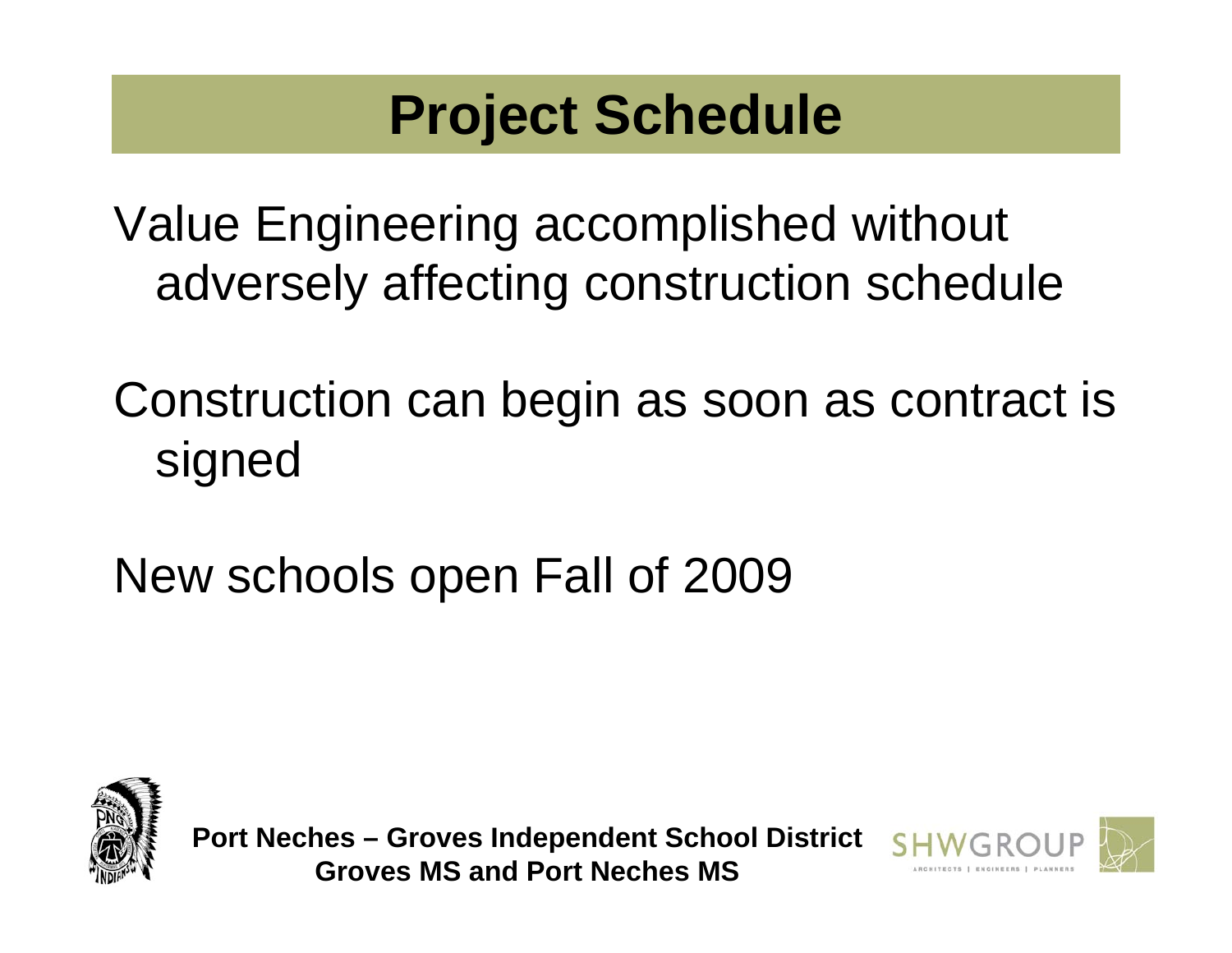# Project Schedule

Value Engineering accomplished without adversely affecting construction schedule

Construction can begin as soon as contract is signed

New schools open Fall of 2009

**Port Neches – Groves Independent School District**
**Groves MS and Port Neches MS**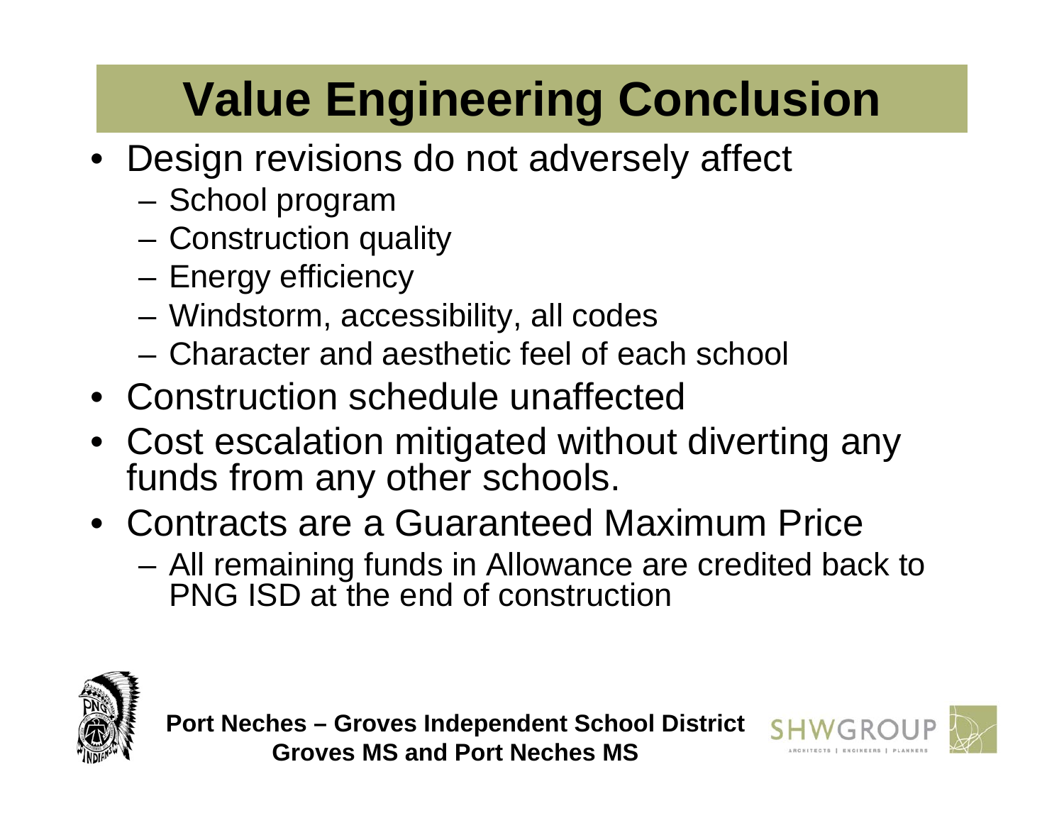# Value Engineering Conclusion

- Design revisions do not adversely affect
  - School program
  - Construction quality
  - Energy efficiency
  - Windstorm, accessibility, all codes
  - Character and aesthetic feel of each school
- Construction schedule unaffected
- Cost escalation mitigated without diverting any funds from any other schools.
- Contracts are a Guaranteed Maximum Price
  - All remaining funds in Allowance are credited back to PNG ISD at the end of construction

**Port Neches – Groves Independent School District**
**Groves MS and Port Neches MS**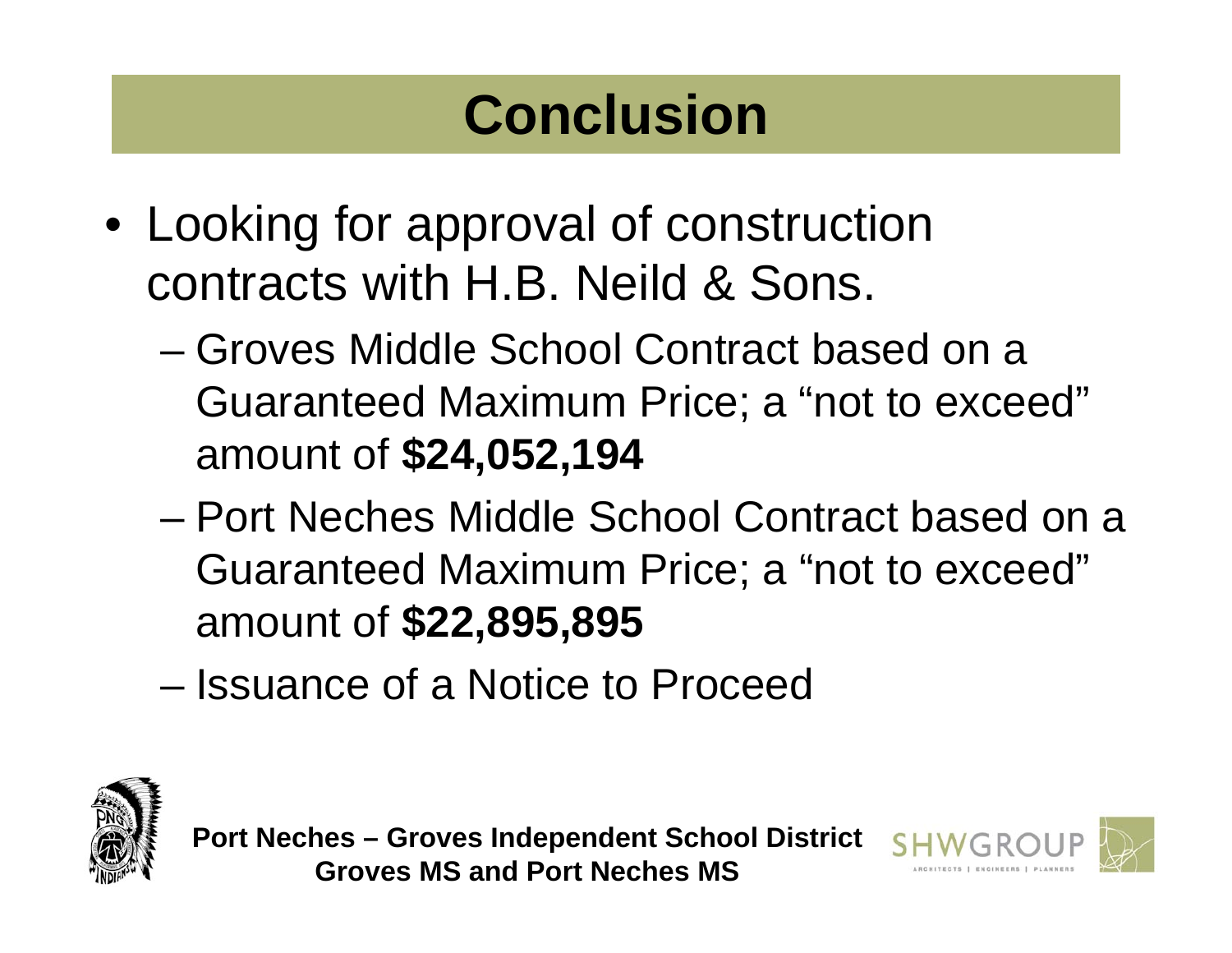# Conclusion

- Looking for approval of construction contracts with H.B. Neild & Sons.
  - Groves Middle School Contract based on a Guaranteed Maximum Price; a "not to exceed" amount of **$24,052,194**
  - Port Neches Middle School Contract based on a Guaranteed Maximum Price; a "not to exceed" amount of **$22,895,895**
  - Issuance of a Notice to Proceed

**Port Neches – Groves Independent School District**
**Groves MS and Port Neches MS**

SHWGROUP
ARCHITECTS | ENGINEERS | PLANNERS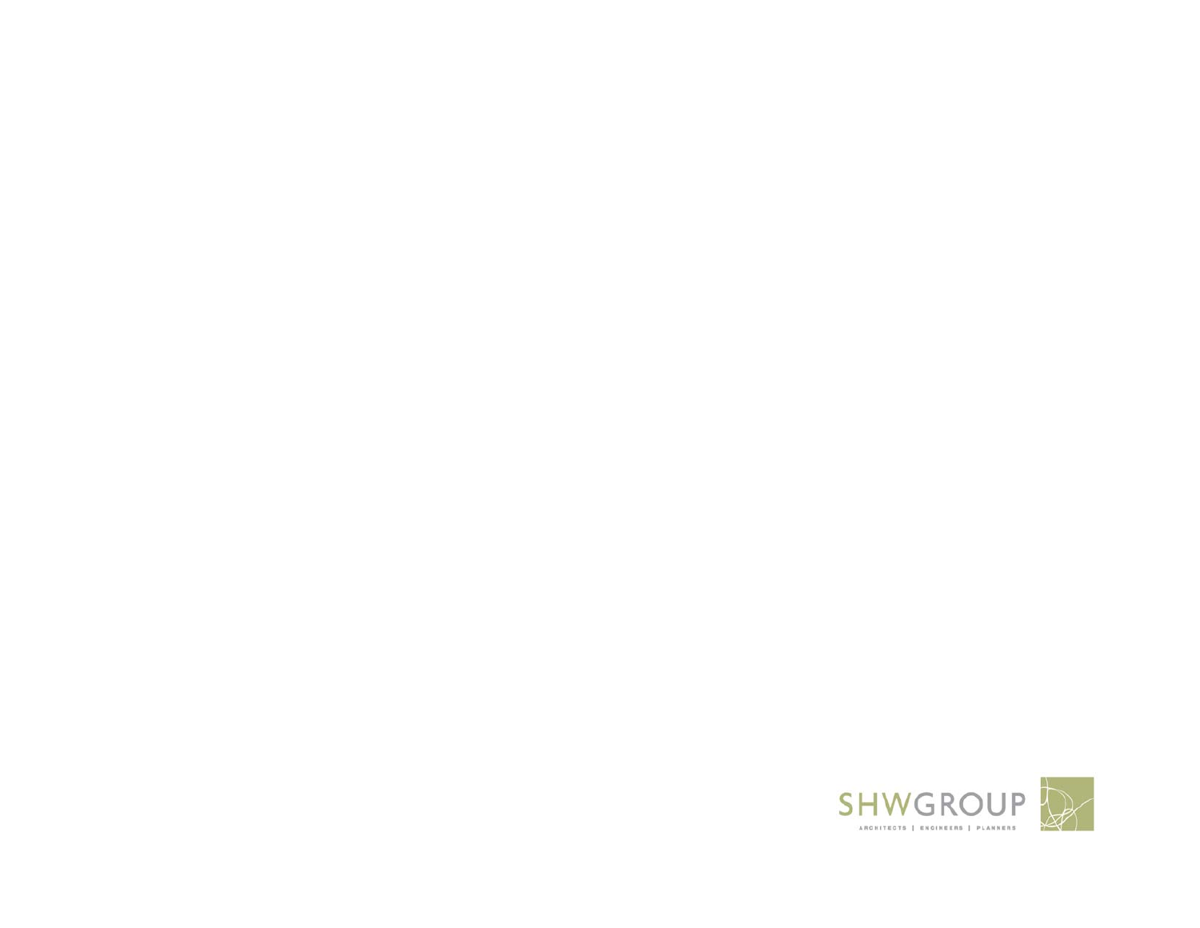SHWGROUP

ARCHITECTS | ENGINEERS | PLANNERS